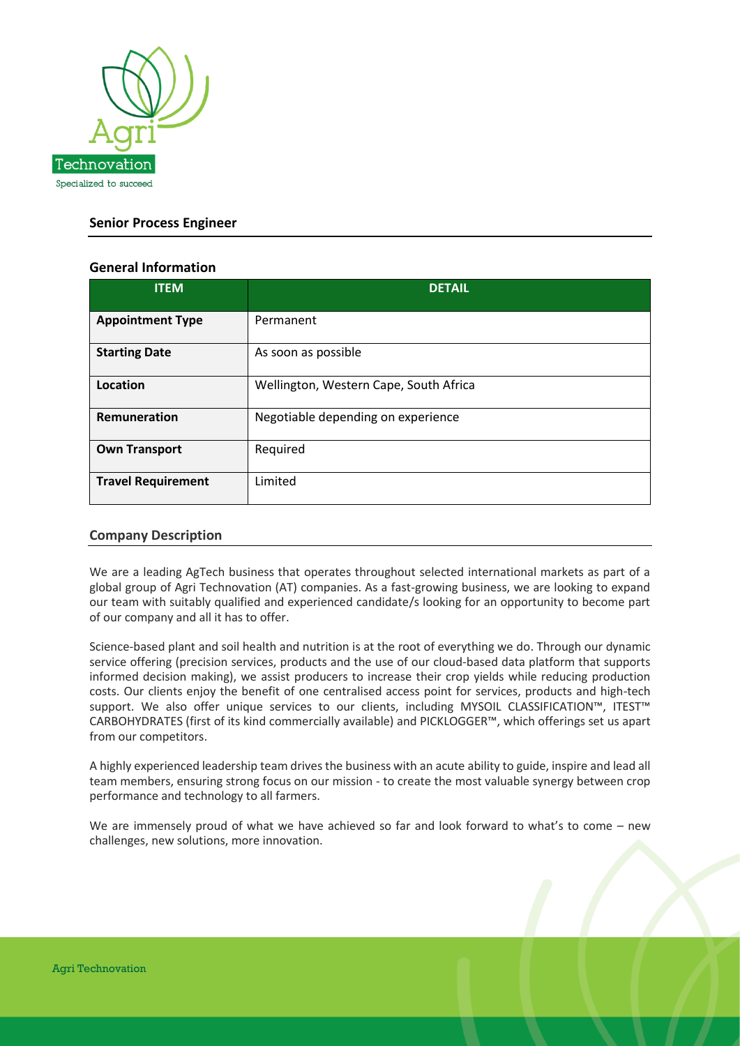## Senior Process Engineer

### General Information

| ITEM | DETAIL |
| --- | --- |
| **Appointment Type** | Permanent |
| **Starting Date** | As soon as possible |
| **Location** | Wellington, Western Cape, South Africa |
| **Remuneration** | Negotiable depending on experience |
| **Own Transport** | Required |
| **Travel Requirement** | Limited |

### Company Description

We are a leading AgTech business that operates throughout selected international markets as part of a global group of Agri Technovation (AT) companies. As a fast-growing business, we are looking to expand our team with suitably qualified and experienced candidate/s looking for an opportunity to become part of our company and all it has to offer.

Science-based plant and soil health and nutrition is at the root of everything we do. Through our dynamic service offering (precision services, products and the use of our cloud-based data platform that supports informed decision making), we assist producers to increase their crop yields while reducing production costs. Our clients enjoy the benefit of one centralised access point for services, products and high-tech support. We also offer unique services to our clients, including MYSOIL CLASSIFICATION™, ITEST™ CARBOHYDRATES (first of its kind commercially available) and PICKLOGGER™, which offerings set us apart from our competitors.

A highly experienced leadership team drives the business with an acute ability to guide, inspire and lead all team members, ensuring strong focus on our mission - to create the most valuable synergy between crop performance and technology to all farmers.

We are immensely proud of what we have achieved so far and look forward to what's to come – new challenges, new solutions, more innovation.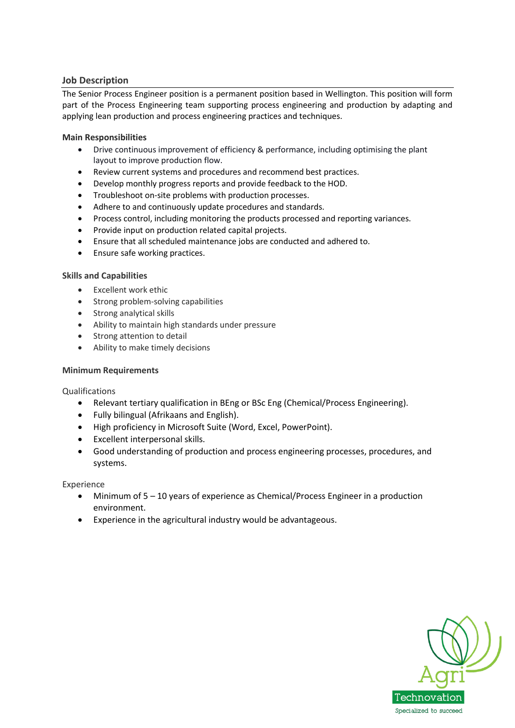## Job Description

The Senior Process Engineer position is a permanent position based in Wellington. This position will form part of the Process Engineering team supporting process engineering and production by adapting and applying lean production and process engineering practices and techniques.

### Main Responsibilities

- Drive continuous improvement of efficiency & performance, including optimising the plant layout to improve production flow.
- Review current systems and procedures and recommend best practices.
- Develop monthly progress reports and provide feedback to the HOD.
- Troubleshoot on-site problems with production processes.
- Adhere to and continuously update procedures and standards.
- Process control, including monitoring the products processed and reporting variances.
- Provide input on production related capital projects.
- Ensure that all scheduled maintenance jobs are conducted and adhered to.
- Ensure safe working practices.

### Skills and Capabilities

- Excellent work ethic
- Strong problem-solving capabilities
- Strong analytical skills
- Ability to maintain high standards under pressure
- Strong attention to detail
- Ability to make timely decisions

### Minimum Requirements

Qualifications

- Relevant tertiary qualification in BEng or BSc Eng (Chemical/Process Engineering).
- Fully bilingual (Afrikaans and English).
- High proficiency in Microsoft Suite (Word, Excel, PowerPoint).
- Excellent interpersonal skills.
- Good understanding of production and process engineering processes, procedures, and systems.

Experience

- Minimum of 5 – 10 years of experience as Chemical/Process Engineer in a production environment.
- Experience in the agricultural industry would be advantageous.

Agri Technovation

Specialized to succeed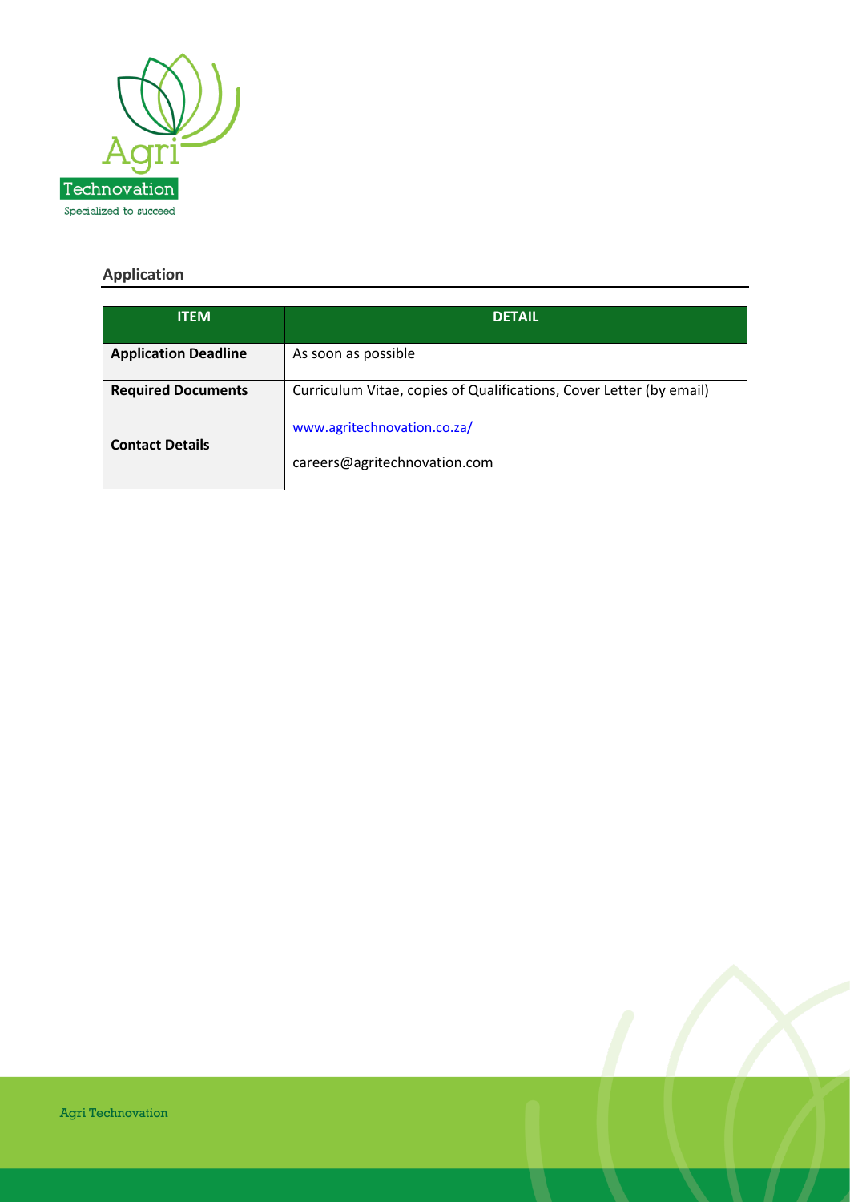## Application

| ITEM | DETAIL |
|---|---|
| **Application Deadline** | As soon as possible |
| **Required Documents** | Curriculum Vitae, copies of Qualifications, Cover Letter (by email) |
| **Contact Details** | www.agritechnovation.co.za/<br><br>careers@agritechnovation.com |